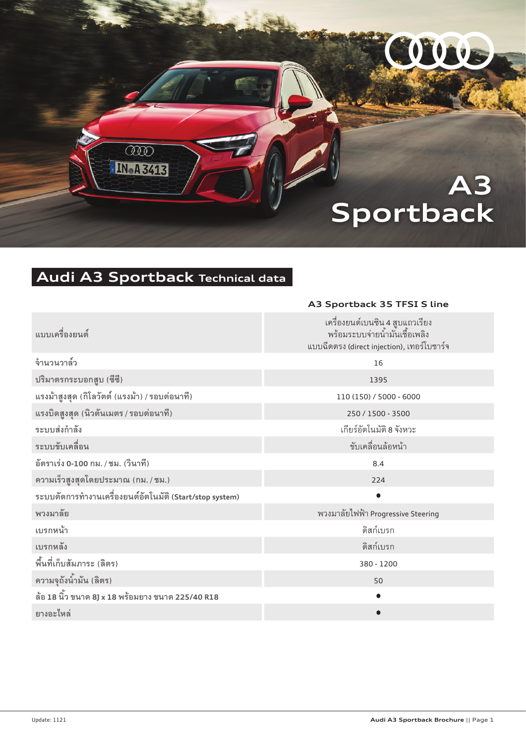# A3 Sportback

## Audi A3 Sportback Technical data

| | A3 Sportback 35 TFSI S line |
|---|---|
| แบบเครื่องยนต์ | เครื่องยนต์เบนซิน 4 สูบแถวเรียง พร้อมระบบจ่ายน้ำมันเชื้อเพลิง แบบฉีดตรง (direct injection), เทอร์โบชาร์จ |
| จำนวนวาล์ว | 16 |
| ปริมาตรกระบอกสูบ (ซีซี) | 1395 |
| แรงม้าสูงสุด (กิโลวัตต์ (แรงม้า) / รอบต่อนาที) | 110 (150) / 5000 - 6000 |
| แรงบิดสูงสุด (นิวตันเมตร / รอบต่อนาที) | 250 / 1500 - 3500 |
| ระบบส่งกำลัง | เกียร์อัตโนมัติ 8 จังหวะ |
| ระบบขับเคลื่อน | ขับเคลื่อนล้อหน้า |
| อัตราเร่ง 0-100 กม. / ชม. (วินาที) | 8.4 |
| ความเร็วสูงสุดโดยประมาณ (กม. / ชม.) | 224 |
| ระบบตัดการทำงานเครื่องยนต์อัตโนมัติ (Start/stop system) | ● |
| พวงมาลัย | พวงมาลัยไฟฟ้า Progressive Steering |
| เบรกหน้า | ดิสก์เบรก |
| เบรกหลัง | ดิสก์เบรก |
| พื้นที่เก็บสัมภาระ (ลิตร) | 380 - 1200 |
| ความจุถังน้ำมัน (ลิตร) | 50 |
| ล้อ 18 นิ้ว ขนาด 8J x 18 พร้อมยาง ขนาด 225/40 R18 | ● |
| ยางอะไหล่ | ● |

Update: 1121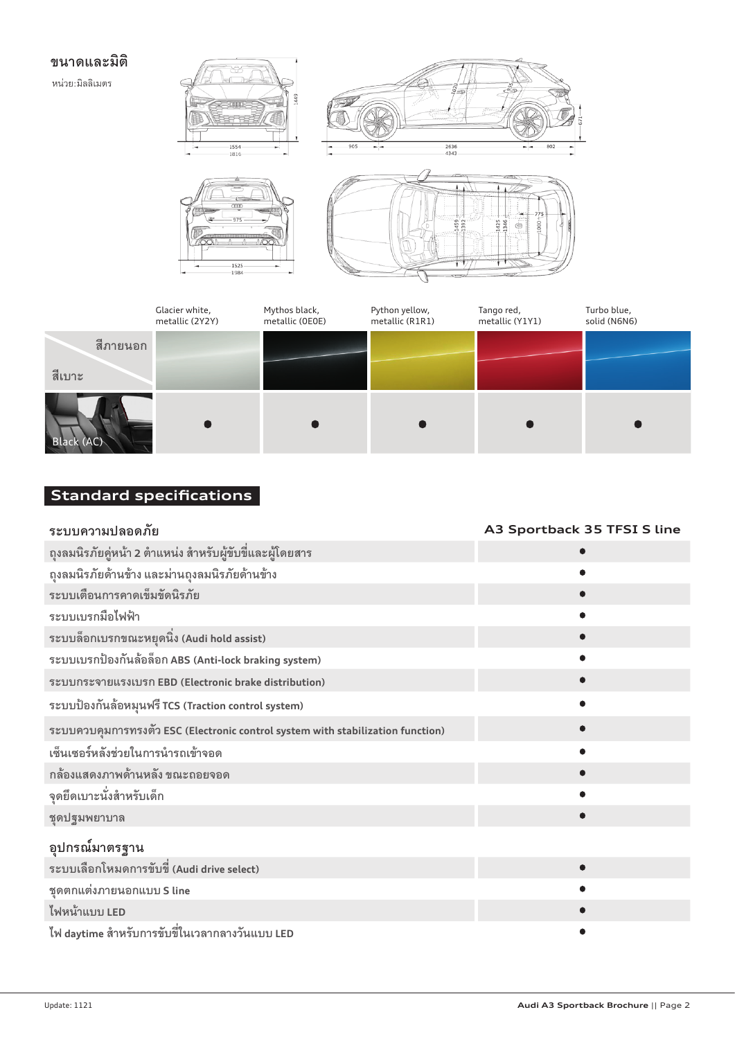## ขนาดและมิติ

หน่วย:มิลลิเมตร

| | Glacier white, metallic (2Y2Y) | Mythos black, metallic (0E0E) | Python yellow, metallic (R1R1) | Tango red, metallic (Y1Y1) | Turbo blue, solid (N6N6) |
|---|---|---|---|---|---|
| สีภายนอก / สีเบาะ | | | | | |
| Black (AC) | ● | ● | ● | ● | ● |

## Standard specifications

| ระบบความปลอดภัย | A3 Sportback 35 TFSI S line |
|---|---|
| ถุงลมนิรภัยคู่หน้า 2 ตำแหน่ง สำหรับผู้ขับขี่และผู้โดยสาร | ● |
| ถุงลมนิรภัยด้านข้าง และม่านถุงลมนิรภัยด้านข้าง | ● |
| ระบบเตือนการคาดเข็มขัดนิรภัย | ● |
| ระบบเบรกมือไฟฟ้า | ● |
| ระบบล็อกเบรกขณะหยุดนิ่ง (Audi hold assist) | ● |
| ระบบเบรกป้องกันล้อล็อก ABS (Anti-lock braking system) | ● |
| ระบบกระจายแรงเบรก EBD (Electronic brake distribution) | ● |
| ระบบป้องกันล้อหมุนฟรี TCS (Traction control system) | ● |
| ระบบควบคุมการทรงตัว ESC (Electronic control system with stabilization function) | ● |
| เซ็นเซอร์หลังช่วยในการนำรถเข้าจอด | ● |
| กล้องแสดงภาพด้านหลัง ขณะถอยจอด | ● |
| จุดยึดเบาะนั่งสำหรับเด็ก | ● |
| ชุดปฐมพยาบาล | ● |
| **อุปกรณ์มาตรฐาน** | |
| ระบบเลือกโหมดการขับขี่ (Audi drive select) | ● |
| ชุดตกแต่งภายนอกแบบ S line | ● |
| ไฟหน้าแบบ LED | ● |
| ไฟ daytime สำหรับการขับขี่ในเวลากลางวันแบบ LED | ● |

Update: 1121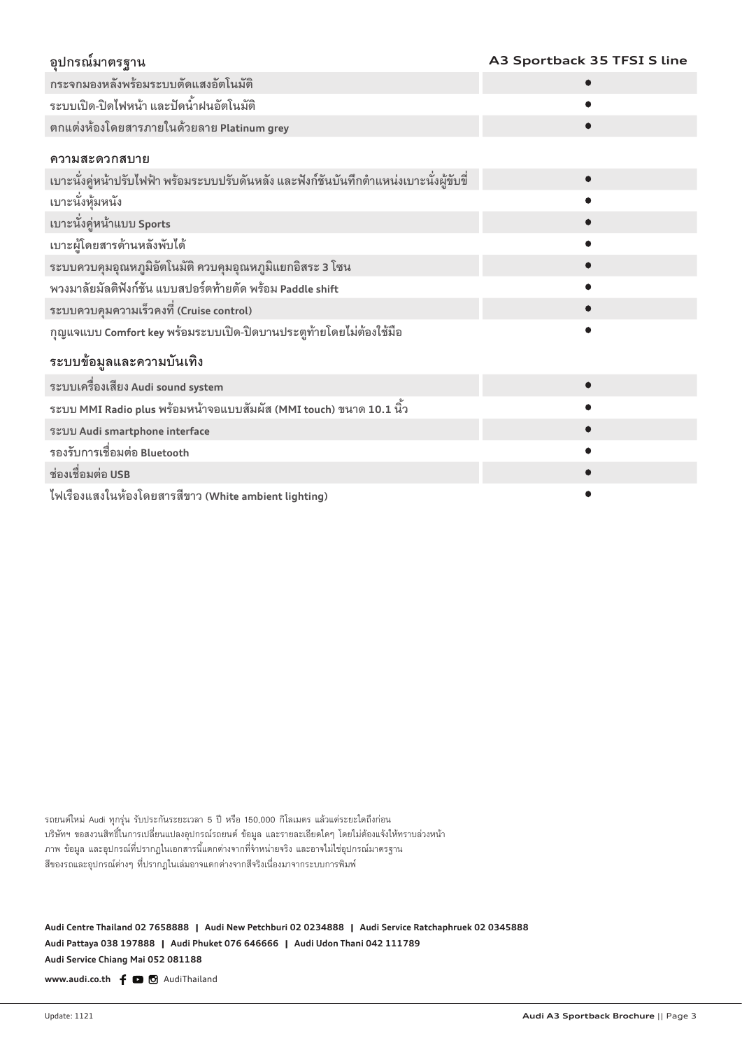| อุปกรณ์มาตรฐาน | A3 Sportback 35 TFSI S line |
| --- | --- |
| กระจกมองหลังพร้อมระบบตัดแสงอัตโนมัติ | ● |
| ระบบเปิด-ปิดไฟหน้า และปัดน้ำฝนอัตโนมัติ | ● |
| ตกแต่งห้องโดยสารภายในด้วยลาย Platinum grey | ● |
| **ความสะดวกสบาย** | |
| เบาะนั่งคู่หน้าปรับไฟฟ้า พร้อมระบบปรับดันหลัง และฟังก์ชันบันทึกตำแหน่งเบาะนั่งผู้ขับขี่ | ● |
| เบาะนั่งหุ้มหนัง | ● |
| เบาะนั่งคู่หน้าแบบ Sports | ● |
| เบาะผู้โดยสารด้านหลังพับได้ | ● |
| ระบบควบคุมอุณหภูมิอัตโนมัติ ควบคุมอุณหภูมิแยกอิสระ 3 โซน | ● |
| พวงมาลัยมัลติฟังก์ชัน แบบสปอร์ตท้ายตัด พร้อม Paddle shift | ● |
| ระบบควบคุมความเร็วคงที่ (Cruise control) | ● |
| กุญแจแบบ Comfort key พร้อมระบบเปิด-ปิดบานประตูท้ายโดยไม่ต้องใช้มือ | ● |
| **ระบบข้อมูลและความบันเทิง** | |
| ระบบเครื่องเสียง Audi sound system | ● |
| ระบบ MMI Radio plus พร้อมหน้าจอแบบสัมผัส (MMI touch) ขนาด 10.1 นิ้ว | ● |
| ระบบ Audi smartphone interface | ● |
| รองรับการเชื่อมต่อ Bluetooth | ● |
| ช่องเชื่อมต่อ USB | ● |
| ไฟเรืองแสงในห้องโดยสารสีขาว (White ambient lighting) | ● |

รถยนต์ใหม่ Audi ทุกรุ่น รับประกันระยะเวลา 5 ปี หรือ 150,000 กิโลเมตร แล้วแต่ระยะใดถึงก่อน
บริษัทฯ ขอสงวนสิทธิ์ในการเปลี่ยนแปลงอุปกรณ์รถยนต์ ข้อมูล และรายละเอียดใดๆ โดยไม่ต้องแจ้งให้ทราบล่วงหน้า
ภาพ ข้อมูล และอุปกรณ์ที่ปรากฏในเอกสารนี้แตกต่างจากที่จำหน่ายจริง และอาจไม่ใช่อุปกรณ์มาตรฐาน
สีของรถและอุปกรณ์ต่างๆ ที่ปรากฏในเล่มอาจแตกต่างจากสีจริงเนื่องมาจากระบบการพิมพ์

**Audi Centre Thailand 02 7658888 | Audi New Petchburi 02 0234888 | Audi Service Ratchaphruek 02 0345888**
**Audi Pattaya 038 197888 | Audi Phuket 076 646666 | Audi Udon Thani 042 111789**
**Audi Service Chiang Mai 052 081188**

**www.audi.co.th** AudiThailand

Update: 1121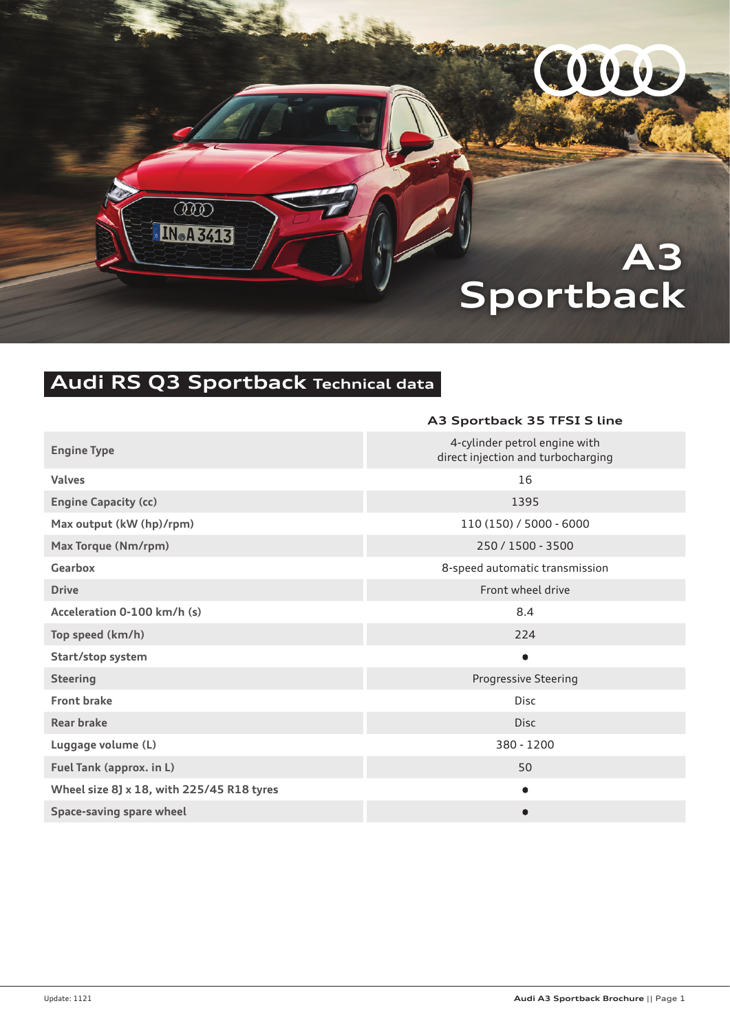# A3 Sportback

## Audi RS Q3 Sportback Technical data

| | A3 Sportback 35 TFSI S line |
|---|---|
| **Engine Type** | 4-cylinder petrol engine with direct injection and turbocharging |
| **Valves** | 16 |
| **Engine Capacity (cc)** | 1395 |
| **Max output (kW (hp)/rpm)** | 110 (150) / 5000 - 6000 |
| **Max Torque (Nm/rpm)** | 250 / 1500 - 3500 |
| **Gearbox** | 8-speed automatic transmission |
| **Drive** | Front wheel drive |
| **Acceleration 0-100 km/h (s)** | 8.4 |
| **Top speed (km/h)** | 224 |
| **Start/stop system** | ● |
| **Steering** | Progressive Steering |
| **Front brake** | Disc |
| **Rear brake** | Disc |
| **Luggage volume (L)** | 380 - 1200 |
| **Fuel Tank (approx. in L)** | 50 |
| **Wheel size 8J x 18, with 225/45 R18 tyres** | ● |
| **Space-saving spare wheel** | ● |

Update: 1121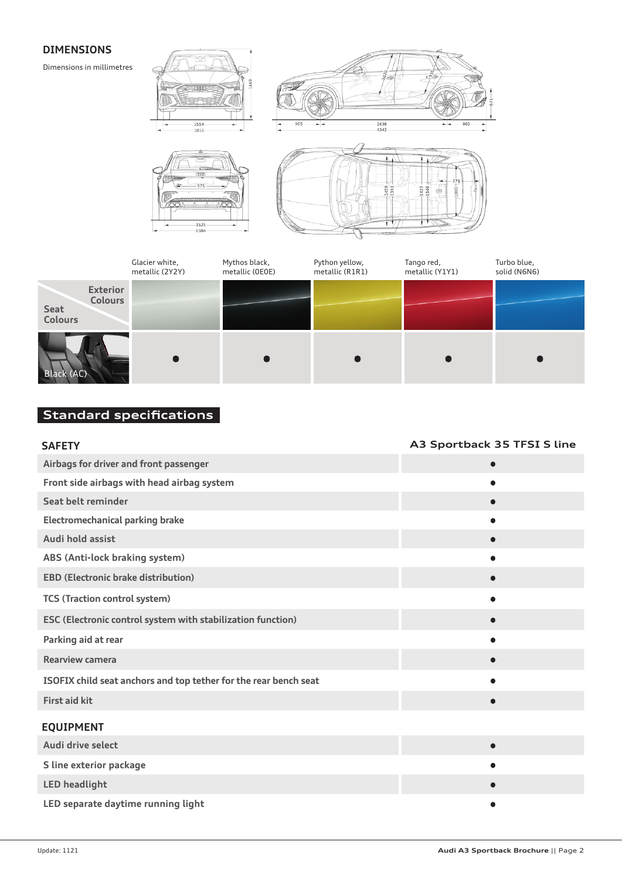## DIMENSIONS

Dimensions in millimetres

| Seat Colours / Exterior Colours | Glacier white, metallic (2Y2Y) | Mythos black, metallic (0E0E) | Python yellow, metallic (R1R1) | Tango red, metallic (Y1Y1) | Turbo blue, solid (N6N6) |
|---|---|---|---|---|---|
| Black (AC) | ● | ● | ● | ● | ● |

## Standard specifications

| SAFETY | A3 Sportback 35 TFSI S line |
|---|---|
| Airbags for driver and front passenger | ● |
| Front side airbags with head airbag system | ● |
| Seat belt reminder | ● |
| Electromechanical parking brake | ● |
| Audi hold assist | ● |
| ABS (Anti-lock braking system) | ● |
| EBD (Electronic brake distribution) | ● |
| TCS (Traction control system) | ● |
| ESC (Electronic control system with stabilization function) | ● |
| Parking aid at rear | ● |
| Rearview camera | ● |
| ISOFIX child seat anchors and top tether for the rear bench seat | ● |
| First aid kit | ● |

| EQUIPMENT | A3 Sportback 35 TFSI S line |
|---|---|
| Audi drive select | ● |
| S line exterior package | ● |
| LED headlight | ● |
| LED separate daytime running light | ● |

Update: 1121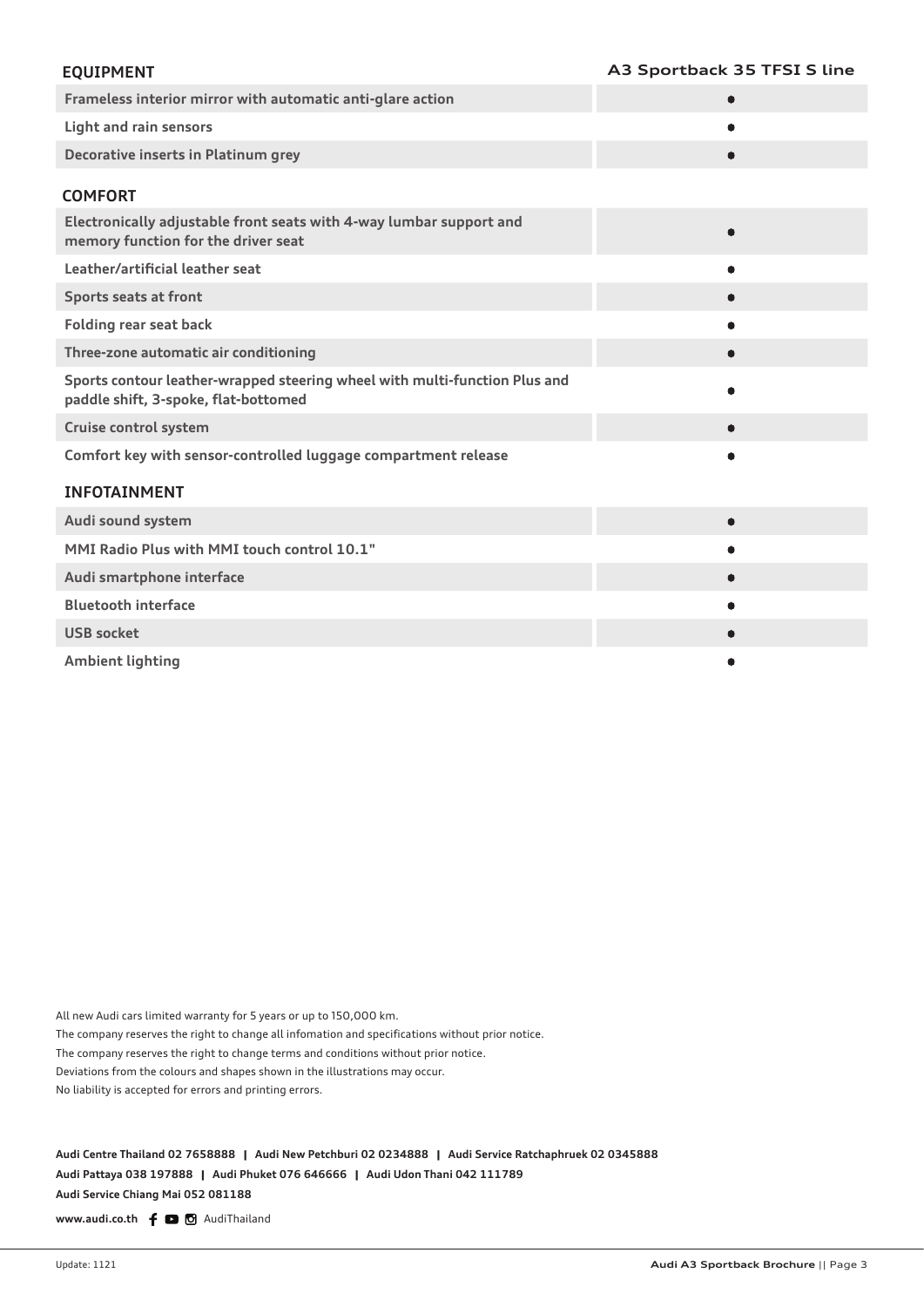| EQUIPMENT | A3 Sportback 35 TFSI S line |
|---|---|
| Frameless interior mirror with automatic anti-glare action | ● |
| Light and rain sensors | ● |
| Decorative inserts in Platinum grey | ● |
| **COMFORT** | |
| Electronically adjustable front seats with 4-way lumbar support and memory function for the driver seat | ● |
| Leather/artificial leather seat | ● |
| Sports seats at front | ● |
| Folding rear seat back | ● |
| Three-zone automatic air conditioning | ● |
| Sports contour leather-wrapped steering wheel with multi-function Plus and paddle shift, 3-spoke, flat-bottomed | ● |
| Cruise control system | ● |
| Comfort key with sensor-controlled luggage compartment release | ● |
| **INFOTAINMENT** | |
| Audi sound system | ● |
| MMI Radio Plus with MMI touch control 10.1" | ● |
| Audi smartphone interface | ● |
| Bluetooth interface | ● |
| USB socket | ● |
| Ambient lighting | ● |

All new Audi cars limited warranty for 5 years or up to 150,000 km.
The company reserves the right to change all infomation and specifications without prior notice.
The company reserves the right to change terms and conditions without prior notice.
Deviations from the colours and shapes shown in the illustrations may occur.
No liability is accepted for errors and printing errors.

**Audi Centre Thailand 02 7658888 | Audi New Petchburi 02 0234888 | Audi Service Ratchaphruek 02 0345888**
**Audi Pattaya 038 197888 | Audi Phuket 076 646666 | Audi Udon Thani 042 111789**
**Audi Service Chiang Mai 052 081188**

**www.audi.co.th** AudiThailand

Update: 1121